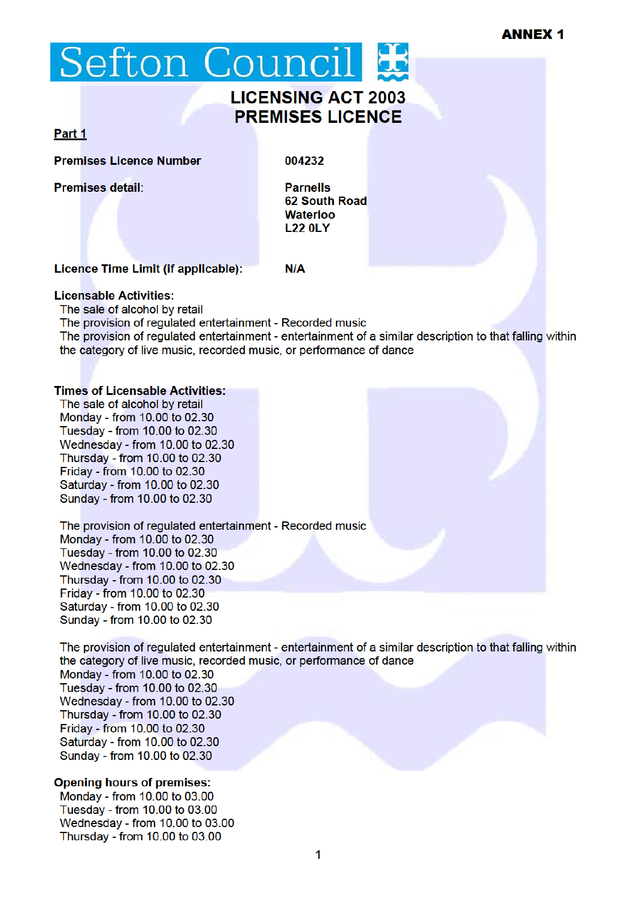ANNEX 1

Sefton Council

# LICENSING ACT 2003
# PREMISES LICENCE

**Part 1**

**Premises Licence Number** **004232**

**Premises detail:**

**Parnells**
**62 South Road**
**Waterloo**
**L22 0LY**

**Licence Time Limit (if applicable):** **N/A**

**Licensable Activities:**

The sale of alcohol by retail
The provision of regulated entertainment - Recorded music
The provision of regulated entertainment - entertainment of a similar description to that falling within the category of live music, recorded music, or performance of dance

**Times of Licensable Activities:**

The sale of alcohol by retail
Monday - from 10.00 to 02.30
Tuesday - from 10.00 to 02.30
Wednesday - from 10.00 to 02.30
Thursday - from 10.00 to 02.30
Friday - from 10.00 to 02.30
Saturday - from 10.00 to 02.30
Sunday - from 10.00 to 02.30

The provision of regulated entertainment - Recorded music
Monday - from 10.00 to 02.30
Tuesday - from 10.00 to 02.30
Wednesday - from 10.00 to 02.30
Thursday - from 10.00 to 02.30
Friday - from 10.00 to 02.30
Saturday - from 10.00 to 02.30
Sunday - from 10.00 to 02.30

The provision of regulated entertainment - entertainment of a similar description to that falling within the category of live music, recorded music, or performance of dance
Monday - from 10.00 to 02.30
Tuesday - from 10.00 to 02.30
Wednesday - from 10.00 to 02.30
Thursday - from 10.00 to 02.30
Friday - from 10.00 to 02.30
Saturday - from 10.00 to 02.30
Sunday - from 10.00 to 02.30

**Opening hours of premises:**

Monday - from 10.00 to 03.00
Tuesday - from 10.00 to 03.00
Wednesday - from 10.00 to 03.00
Thursday - from 10.00 to 03.00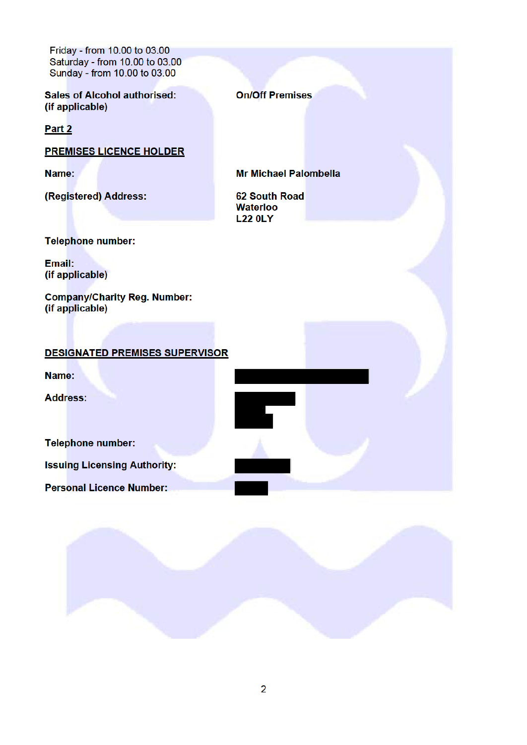Friday - from 10.00 to 03.00
Saturday - from 10.00 to 03.00
Sunday - from 10.00 to 03.00

**Sales of Alcohol authorised: (if applicable)** — **On/Off Premises**

**Part 2**

**PREMISES LICENCE HOLDER**

**Name:** **Mr Michael Palombella**

**(Registered) Address:** **62 South Road**
**Waterloo**
**L22 0LY**

**Telephone number:**

**Email:**
**(if applicable)**

**Company/Charity Reg. Number:**
**(if applicable)**

**DESIGNATED PREMISES SUPERVISOR**

**Name:**

**Address:**

**Telephone number:**

**Issuing Licensing Authority:**

**Personal Licence Number:**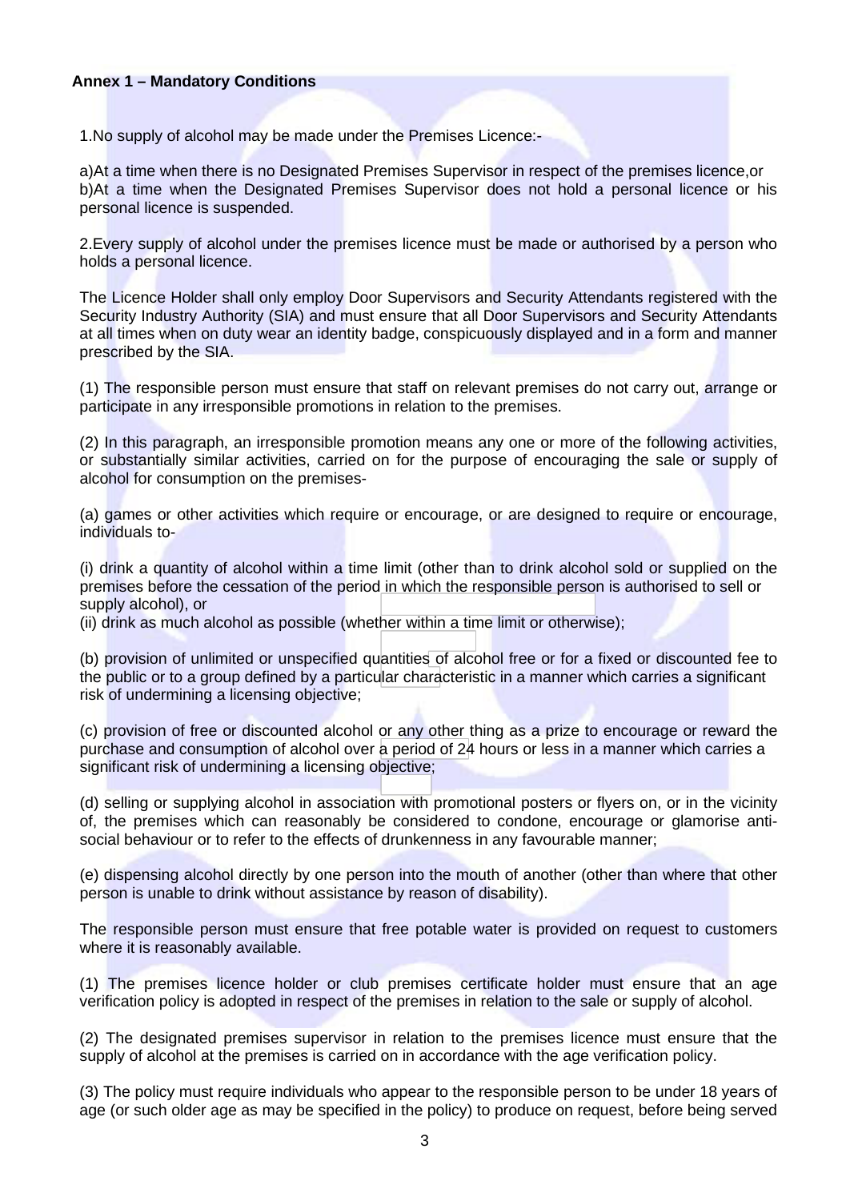**Annex 1 – Mandatory Conditions**

1.No supply of alcohol may be made under the Premises Licence:-

a)At a time when there is no Designated Premises Supervisor in respect of the premises licence,or
b)At a time when the Designated Premises Supervisor does not hold a personal licence or his personal licence is suspended.

2.Every supply of alcohol under the premises licence must be made or authorised by a person who holds a personal licence.

The Licence Holder shall only employ Door Supervisors and Security Attendants registered with the Security Industry Authority (SIA) and must ensure that all Door Supervisors and Security Attendants at all times when on duty wear an identity badge, conspicuously displayed and in a form and manner prescribed by the SIA.

(1) The responsible person must ensure that staff on relevant premises do not carry out, arrange or participate in any irresponsible promotions in relation to the premises.

(2) In this paragraph, an irresponsible promotion means any one or more of the following activities, or substantially similar activities, carried on for the purpose of encouraging the sale or supply of alcohol for consumption on the premises-

(a) games or other activities which require or encourage, or are designed to require or encourage, individuals to-

(i) drink a quantity of alcohol within a time limit (other than to drink alcohol sold or supplied on the premises before the cessation of the period in which the responsible person is authorised to sell or supply alcohol), or
(ii) drink as much alcohol as possible (whether within a time limit or otherwise);

(b) provision of unlimited or unspecified quantities of alcohol free or for a fixed or discounted fee to the public or to a group defined by a particular characteristic in a manner which carries a significant risk of undermining a licensing objective;

(c) provision of free or discounted alcohol or any other thing as a prize to encourage or reward the purchase and consumption of alcohol over a period of 24 hours or less in a manner which carries a significant risk of undermining a licensing objective;

(d) selling or supplying alcohol in association with promotional posters or flyers on, or in the vicinity of, the premises which can reasonably be considered to condone, encourage or glamorise anti-social behaviour or to refer to the effects of drunkenness in any favourable manner;

(e) dispensing alcohol directly by one person into the mouth of another (other than where that other person is unable to drink without assistance by reason of disability).

The responsible person must ensure that free potable water is provided on request to customers where it is reasonably available.

(1) The premises licence holder or club premises certificate holder must ensure that an age verification policy is adopted in respect of the premises in relation to the sale or supply of alcohol.

(2) The designated premises supervisor in relation to the premises licence must ensure that the supply of alcohol at the premises is carried on in accordance with the age verification policy.

(3) The policy must require individuals who appear to the responsible person to be under 18 years of age (or such older age as may be specified in the policy) to produce on request, before being served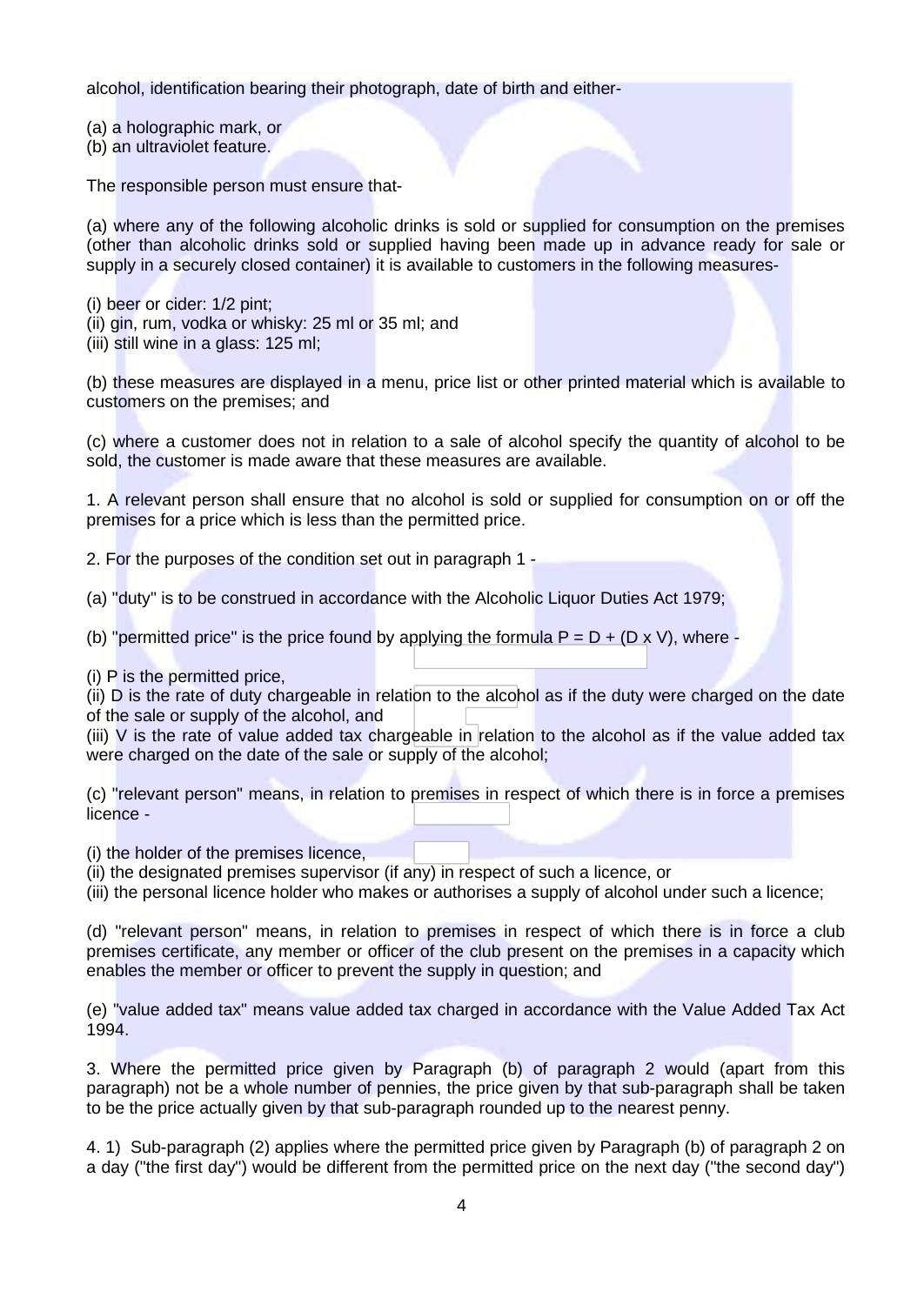alcohol, identification bearing their photograph, date of birth and either-

(a) a holographic mark, or
(b) an ultraviolet feature.

The responsible person must ensure that-

(a) where any of the following alcoholic drinks is sold or supplied for consumption on the premises (other than alcoholic drinks sold or supplied having been made up in advance ready for sale or supply in a securely closed container) it is available to customers in the following measures-

(i) beer or cider: 1/2 pint;
(ii) gin, rum, vodka or whisky: 25 ml or 35 ml; and
(iii) still wine in a glass: 125 ml;

(b) these measures are displayed in a menu, price list or other printed material which is available to customers on the premises; and

(c) where a customer does not in relation to a sale of alcohol specify the quantity of alcohol to be sold, the customer is made aware that these measures are available.

1. A relevant person shall ensure that no alcohol is sold or supplied for consumption on or off the premises for a price which is less than the permitted price.

2. For the purposes of the condition set out in paragraph 1 -

(a) "duty" is to be construed in accordance with the Alcoholic Liquor Duties Act 1979;

(b) "permitted price" is the price found by applying the formula $P = D + (D \times V)$, where -

(i) P is the permitted price,
(ii) D is the rate of duty chargeable in relation to the alcohol as if the duty were charged on the date of the sale or supply of the alcohol, and
(iii) V is the rate of value added tax chargeable in relation to the alcohol as if the value added tax were charged on the date of the sale or supply of the alcohol;

(c) "relevant person" means, in relation to premises in respect of which there is in force a premises licence -

(i) the holder of the premises licence,
(ii) the designated premises supervisor (if any) in respect of such a licence, or
(iii) the personal licence holder who makes or authorises a supply of alcohol under such a licence;

(d) "relevant person" means, in relation to premises in respect of which there is in force a club premises certificate, any member or officer of the club present on the premises in a capacity which enables the member or officer to prevent the supply in question; and

(e) "value added tax" means value added tax charged in accordance with the Value Added Tax Act 1994.

3. Where the permitted price given by Paragraph (b) of paragraph 2 would (apart from this paragraph) not be a whole number of pennies, the price given by that sub-paragraph shall be taken to be the price actually given by that sub-paragraph rounded up to the nearest penny.

4. 1) Sub-paragraph (2) applies where the permitted price given by Paragraph (b) of paragraph 2 on a day ("the first day") would be different from the permitted price on the next day ("the second day")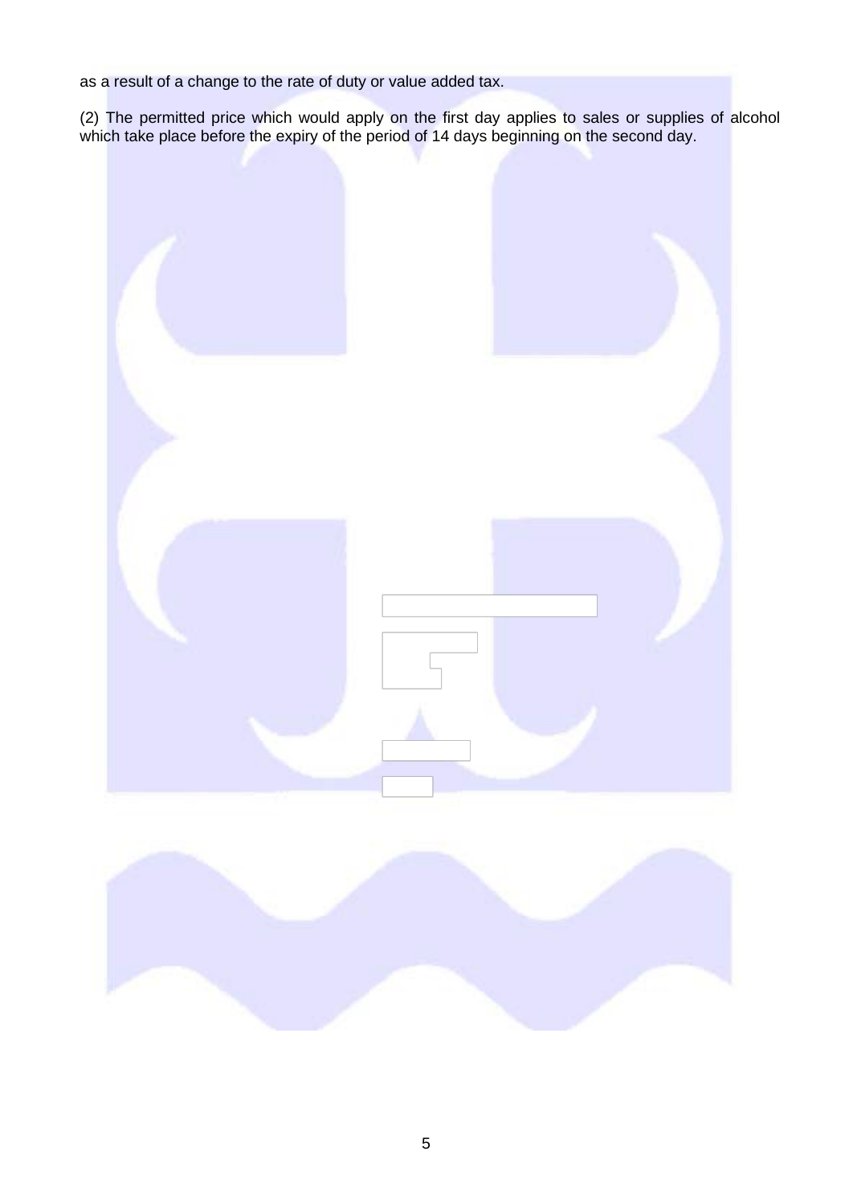as a result of a change to the rate of duty or value added tax.

(2) The permitted price which would apply on the first day applies to sales or supplies of alcohol which take place before the expiry of the period of 14 days beginning on the second day.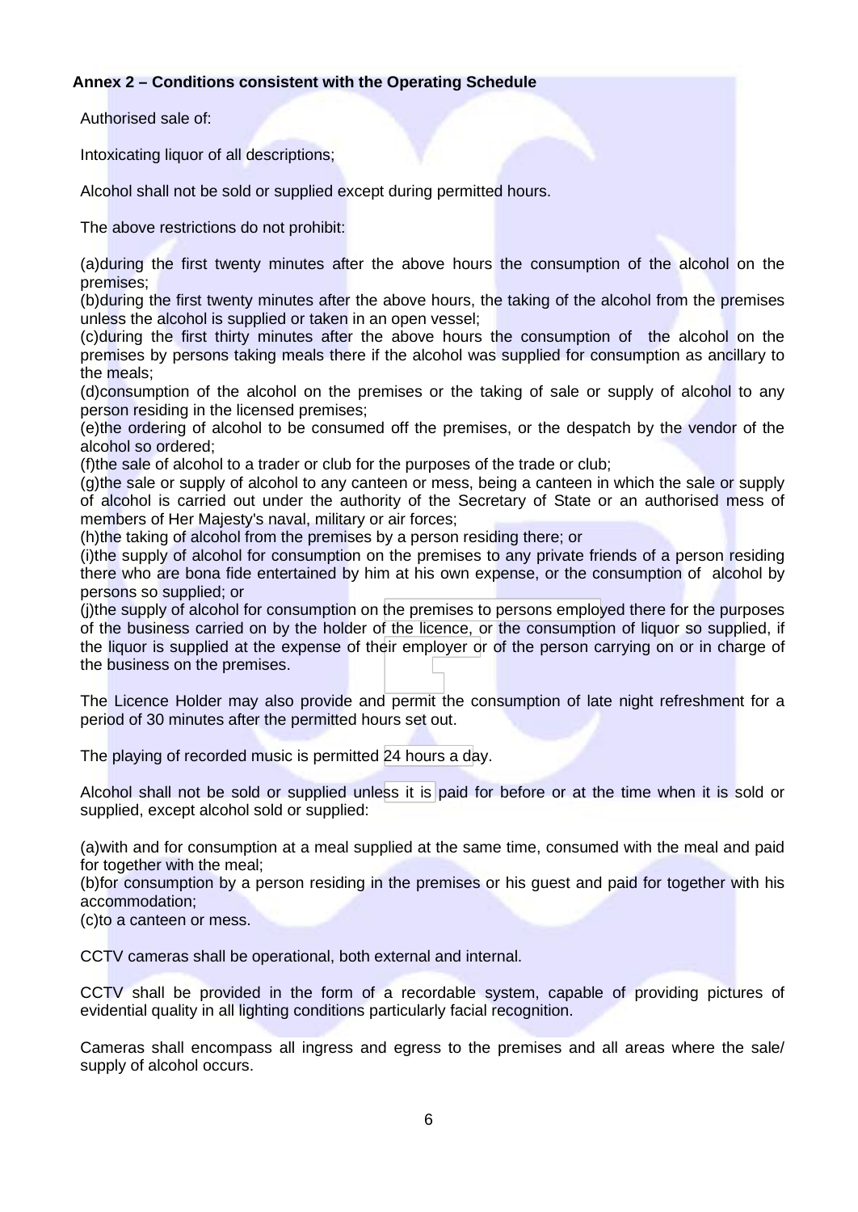**Annex 2 – Conditions consistent with the Operating Schedule**

Authorised sale of:

Intoxicating liquor of all descriptions;

Alcohol shall not be sold or supplied except during permitted hours.

The above restrictions do not prohibit:

(a)during the first twenty minutes after the above hours the consumption of the alcohol on the premises;
(b)during the first twenty minutes after the above hours, the taking of the alcohol from the premises unless the alcohol is supplied or taken in an open vessel;
(c)during the first thirty minutes after the above hours the consumption of the alcohol on the premises by persons taking meals there if the alcohol was supplied for consumption as ancillary to the meals;
(d)consumption of the alcohol on the premises or the taking of sale or supply of alcohol to any person residing in the licensed premises;
(e)the ordering of alcohol to be consumed off the premises, or the despatch by the vendor of the alcohol so ordered;
(f)the sale of alcohol to a trader or club for the purposes of the trade or club;
(g)the sale or supply of alcohol to any canteen or mess, being a canteen in which the sale or supply of alcohol is carried out under the authority of the Secretary of State or an authorised mess of members of Her Majesty's naval, military or air forces;
(h)the taking of alcohol from the premises by a person residing there; or
(i)the supply of alcohol for consumption on the premises to any private friends of a person residing there who are bona fide entertained by him at his own expense, or the consumption of alcohol by persons so supplied; or
(j)the supply of alcohol for consumption on the premises to persons employed there for the purposes of the business carried on by the holder of the licence, or the consumption of liquor so supplied, if the liquor is supplied at the expense of their employer or of the person carrying on or in charge of the business on the premises.

The Licence Holder may also provide and permit the consumption of late night refreshment for a period of 30 minutes after the permitted hours set out.

The playing of recorded music is permitted 24 hours a day.

Alcohol shall not be sold or supplied unless it is paid for before or at the time when it is sold or supplied, except alcohol sold or supplied:

(a)with and for consumption at a meal supplied at the same time, consumed with the meal and paid for together with the meal;
(b)for consumption by a person residing in the premises or his guest and paid for together with his accommodation;
(c)to a canteen or mess.

CCTV cameras shall be operational, both external and internal.

CCTV shall be provided in the form of a recordable system, capable of providing pictures of evidential quality in all lighting conditions particularly facial recognition.

Cameras shall encompass all ingress and egress to the premises and all areas where the sale/ supply of alcohol occurs.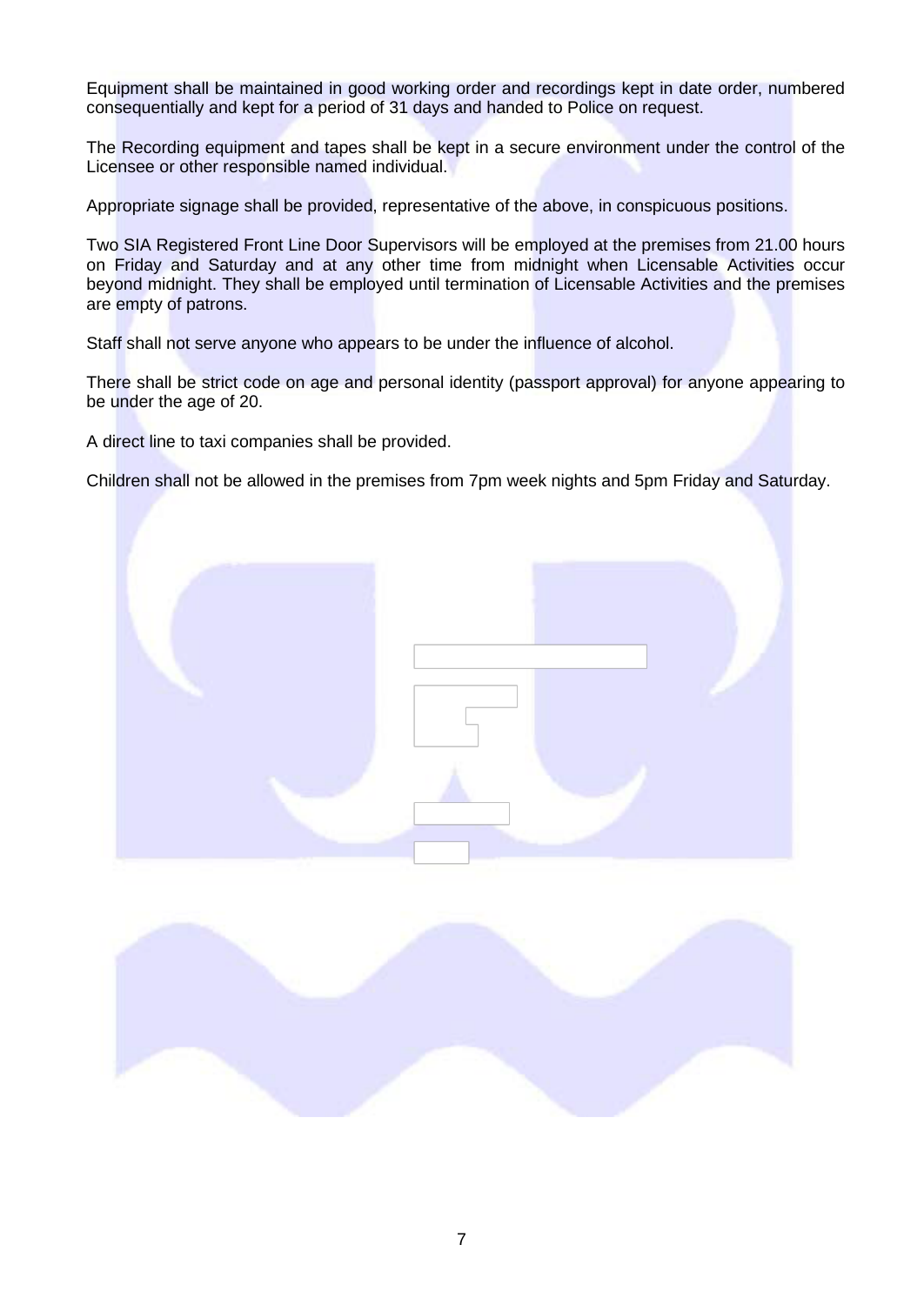Equipment shall be maintained in good working order and recordings kept in date order, numbered consequentially and kept for a period of 31 days and handed to Police on request.

The Recording equipment and tapes shall be kept in a secure environment under the control of the Licensee or other responsible named individual.

Appropriate signage shall be provided, representative of the above, in conspicuous positions.

Two SIA Registered Front Line Door Supervisors will be employed at the premises from 21.00 hours on Friday and Saturday and at any other time from midnight when Licensable Activities occur beyond midnight. They shall be employed until termination of Licensable Activities and the premises are empty of patrons.

Staff shall not serve anyone who appears to be under the influence of alcohol.

There shall be strict code on age and personal identity (passport approval) for anyone appearing to be under the age of 20.

A direct line to taxi companies shall be provided.

Children shall not be allowed in the premises from 7pm week nights and 5pm Friday and Saturday.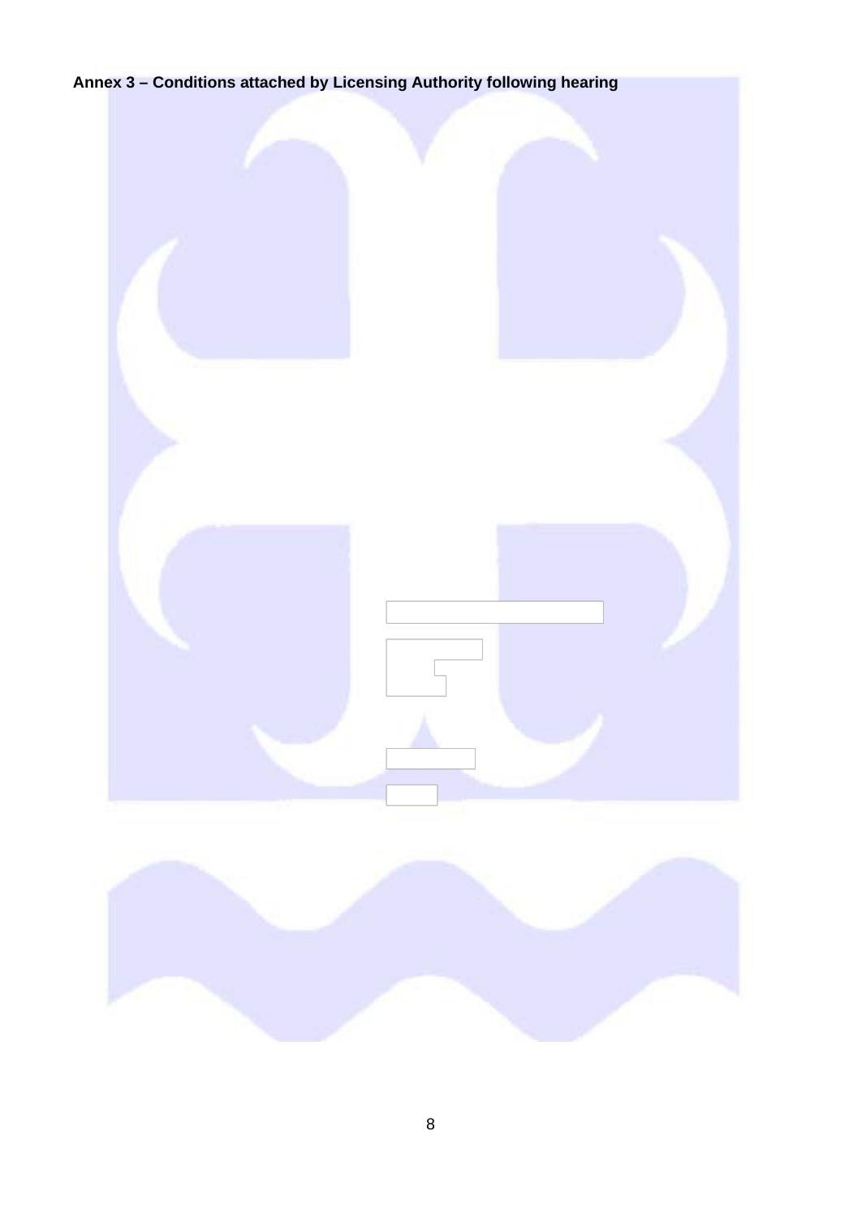**Annex 3 – Conditions attached by Licensing Authority following hearing**